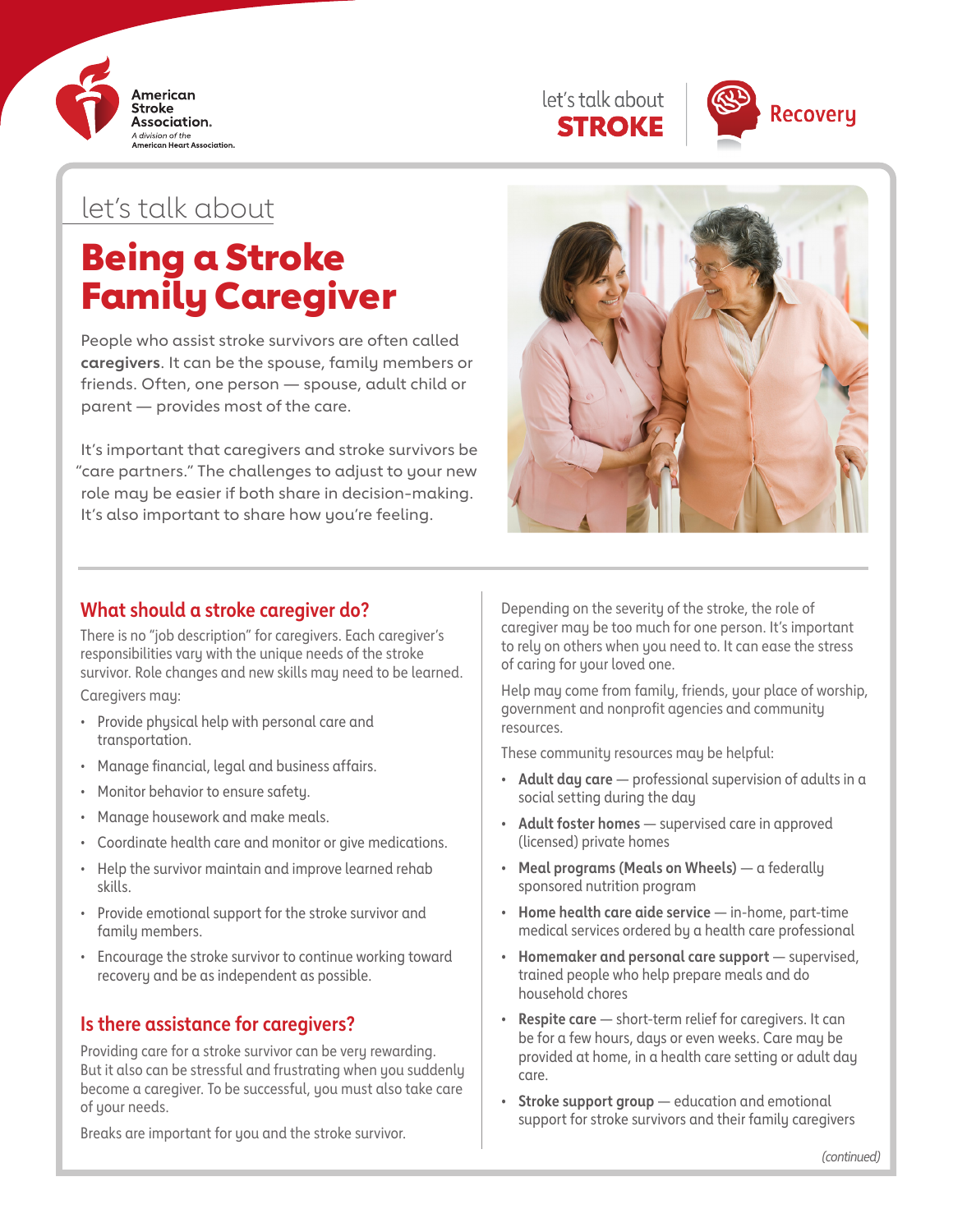American Stroke Association. A division of the American Heart Association.

let's talk about **STROKE** | Recovery

let's talk about

# Being a Stroke Family Caregiver

People who assist stroke survivors are often called **caregivers**. It can be the spouse, family members or friends. Often, one person — spouse, adult child or parent — provides most of the care.

It's important that caregivers and stroke survivors be "care partners." The challenges to adjust to your new role may be easier if both share in decision-making. It's also important to share how you're feeling.

## What should a stroke caregiver do?

There is no "job description" for caregivers. Each caregiver's responsibilities vary with the unique needs of the stroke survivor. Role changes and new skills may need to be learned.

Caregivers may:

- Provide physical help with personal care and transportation.
- Manage financial, legal and business affairs.
- Monitor behavior to ensure safety.
- Manage housework and make meals.
- Coordinate health care and monitor or give medications.
- Help the survivor maintain and improve learned rehab skills.
- Provide emotional support for the stroke survivor and family members.
- Encourage the stroke survivor to continue working toward recovery and be as independent as possible.

## Is there assistance for caregivers?

Providing care for a stroke survivor can be very rewarding. But it also can be stressful and frustrating when you suddenly become a caregiver. To be successful, you must also take care of your needs.

Breaks are important for you and the stroke survivor.

Depending on the severity of the stroke, the role of caregiver may be too much for one person. It's important to rely on others when you need to. It can ease the stress of caring for your loved one.

Help may come from family, friends, your place of worship, government and nonprofit agencies and community resources.

These community resources may be helpful:

- **Adult day care** — professional supervision of adults in a social setting during the day
- **Adult foster homes** — supervised care in approved (licensed) private homes
- **Meal programs (Meals on Wheels)** — a federally sponsored nutrition program
- **Home health care aide service** — in-home, part-time medical services ordered by a health care professional
- **Homemaker and personal care support** — supervised, trained people who help prepare meals and do household chores
- **Respite care** — short-term relief for caregivers. It can be for a few hours, days or even weeks. Care may be provided at home, in a health care setting or adult day care.
- **Stroke support group** — education and emotional support for stroke survivors and their family caregivers

*(continued)*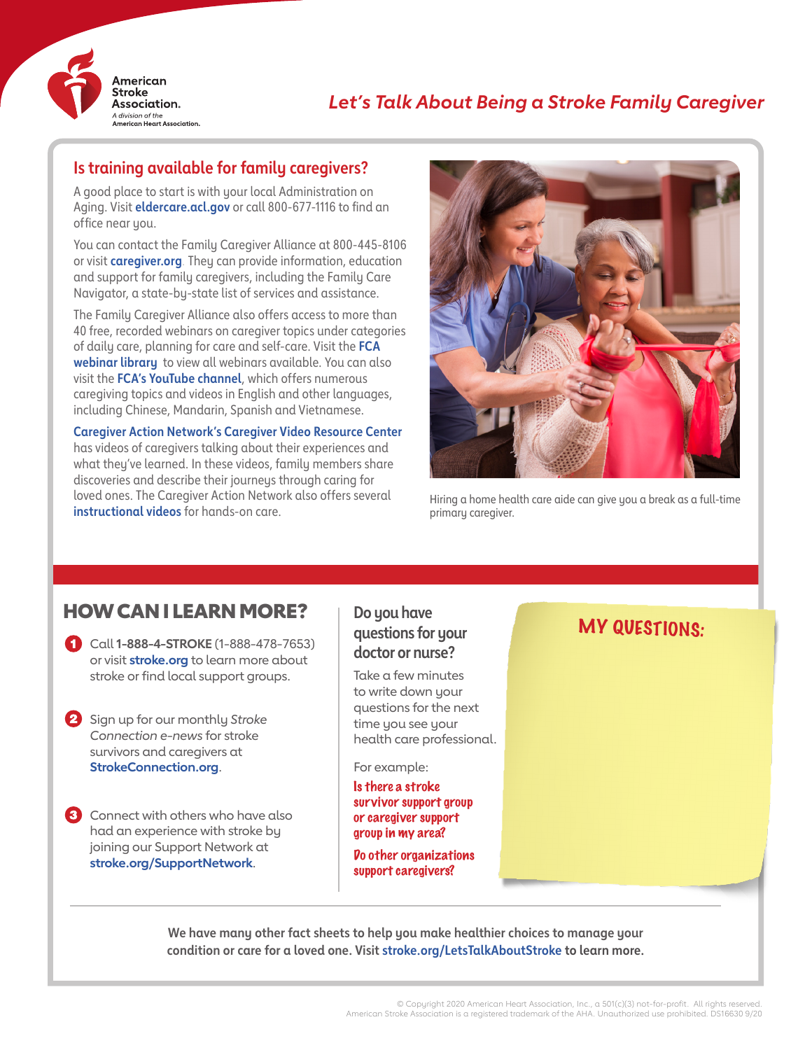American Stroke Association. A division of the American Heart Association.

# Let's Talk About Being a Stroke Family Caregiver

## Is training available for family caregivers?

A good place to start is with your local Administration on Aging. Visit **eldercare.acl.gov** or call 800-677-1116 to find an office near you.

You can contact the Family Caregiver Alliance at 800-445-8106 or visit **caregiver.org**. They can provide information, education and support for family caregivers, including the Family Care Navigator, a state-by-state list of services and assistance.

The Family Caregiver Alliance also offers access to more than 40 free, recorded webinars on caregiver topics under categories of daily care, planning for care and self-care. Visit the **FCA webinar library** to view all webinars available. You can also visit the **FCA's YouTube channel**, which offers numerous caregiving topics and videos in English and other languages, including Chinese, Mandarin, Spanish and Vietnamese.

**Caregiver Action Network's Caregiver Video Resource Center** has videos of caregivers talking about their experiences and what they've learned. In these videos, family members share discoveries and describe their journeys through caring for loved ones. The Caregiver Action Network also offers several **instructional videos** for hands-on care.

Hiring a home health care aide can give you a break as a full-time primary caregiver.

## HOW CAN I LEARN MORE?

1. Call **1-888-4-STROKE** (1-888-478-7653) or visit **stroke.org** to learn more about stroke or find local support groups.
2. Sign up for our monthly *Stroke Connection e-news* for stroke survivors and caregivers at **StrokeConnection.org**.
3. Connect with others who have also had an experience with stroke by joining our Support Network at **stroke.org/SupportNetwork**.

## Do you have questions for your doctor or nurse?

Take a few minutes to write down your questions for the next time you see your health care professional.

For example:

**Is there a stroke survivor support group or caregiver support group in my area?**

**Do other organizations support caregivers?**

## MY QUESTIONS:

**We have many other fact sheets to help you make healthier choices to manage your condition or care for a loved one. Visit stroke.org/LetsTalkAboutStroke to learn more.**

© Copyright 2020 American Heart Association, Inc., a 501(c)(3) not-for-profit. All rights reserved. American Stroke Association is a registered trademark of the AHA. Unauthorized use prohibited. DS16630 9/20